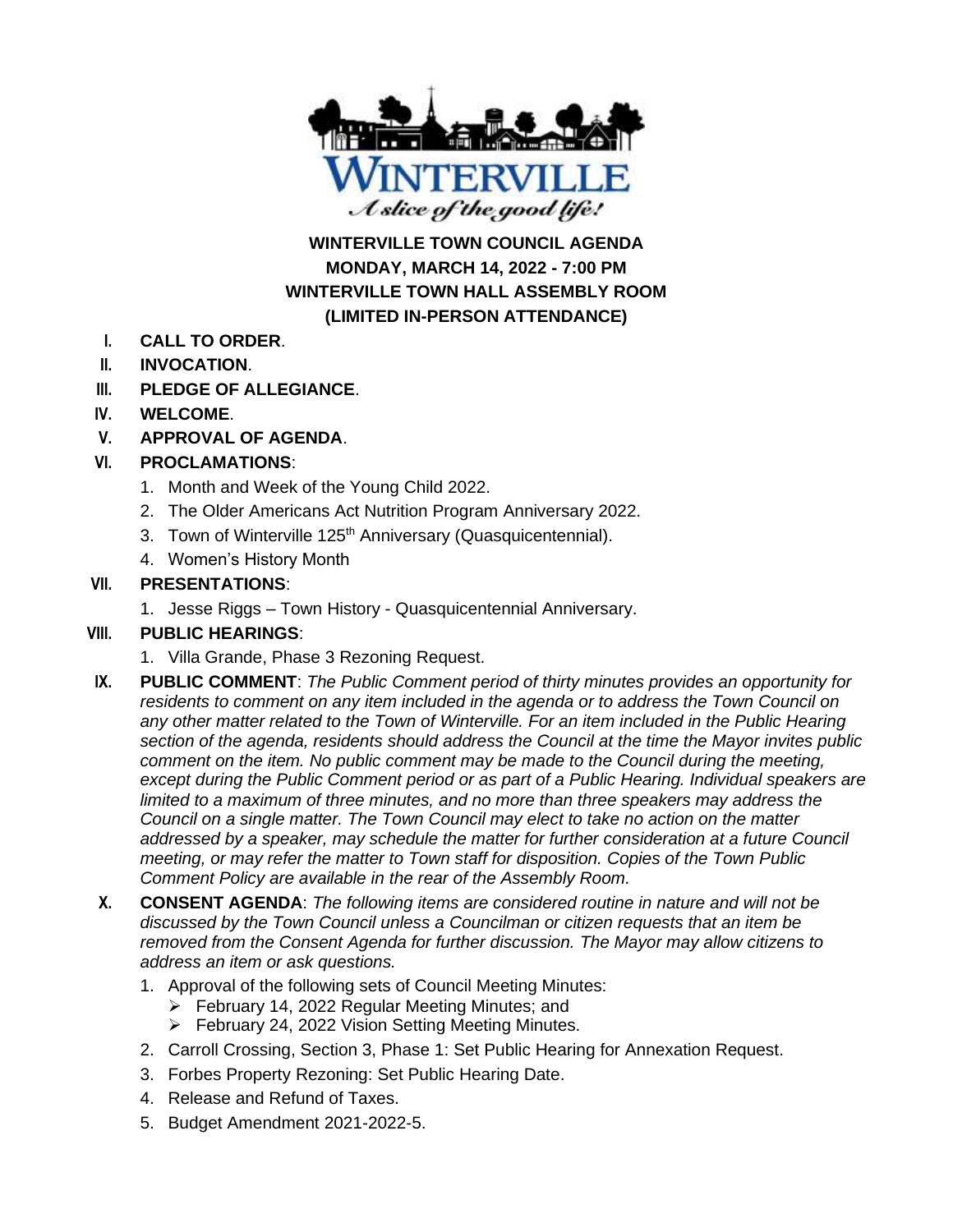WINTERVILLE

*A slice of the good life!*

**WINTERVILLE TOWN COUNCIL AGENDA**
**MONDAY, MARCH 14, 2022 - 7:00 PM**
**WINTERVILLE TOWN HALL ASSEMBLY ROOM**
**(LIMITED IN-PERSON ATTENDANCE)**

I. **CALL TO ORDER**.

II. **INVOCATION**.

III. **PLEDGE OF ALLEGIANCE**.

IV. **WELCOME**.

V. **APPROVAL OF AGENDA**.

VI. **PROCLAMATIONS**:
   1. Month and Week of the Young Child 2022.
   2. The Older Americans Act Nutrition Program Anniversary 2022.
   3. Town of Winterville 125th Anniversary (Quasquicentennial).
   4. Women's History Month

VII. **PRESENTATIONS**:
   1. Jesse Riggs – Town History - Quasquicentennial Anniversary.

VIII. **PUBLIC HEARINGS**:
   1. Villa Grande, Phase 3 Rezoning Request.

IX. **PUBLIC COMMENT**: *The Public Comment period of thirty minutes provides an opportunity for residents to comment on any item included in the agenda or to address the Town Council on any other matter related to the Town of Winterville. For an item included in the Public Hearing section of the agenda, residents should address the Council at the time the Mayor invites public comment on the item. No public comment may be made to the Council during the meeting, except during the Public Comment period or as part of a Public Hearing. Individual speakers are limited to a maximum of three minutes, and no more than three speakers may address the Council on a single matter. The Town Council may elect to take no action on the matter addressed by a speaker, may schedule the matter for further consideration at a future Council meeting, or may refer the matter to Town staff for disposition. Copies of the Town Public Comment Policy are available in the rear of the Assembly Room.*

X. **CONSENT AGENDA**: *The following items are considered routine in nature and will not be discussed by the Town Council unless a Councilman or citizen requests that an item be removed from the Consent Agenda for further discussion. The Mayor may allow citizens to address an item or ask questions.*
   1. Approval of the following sets of Council Meeting Minutes:
      - February 14, 2022 Regular Meeting Minutes; and
      - February 24, 2022 Vision Setting Meeting Minutes.
   2. Carroll Crossing, Section 3, Phase 1: Set Public Hearing for Annexation Request.
   3. Forbes Property Rezoning: Set Public Hearing Date.
   4. Release and Refund of Taxes.
   5. Budget Amendment 2021-2022-5.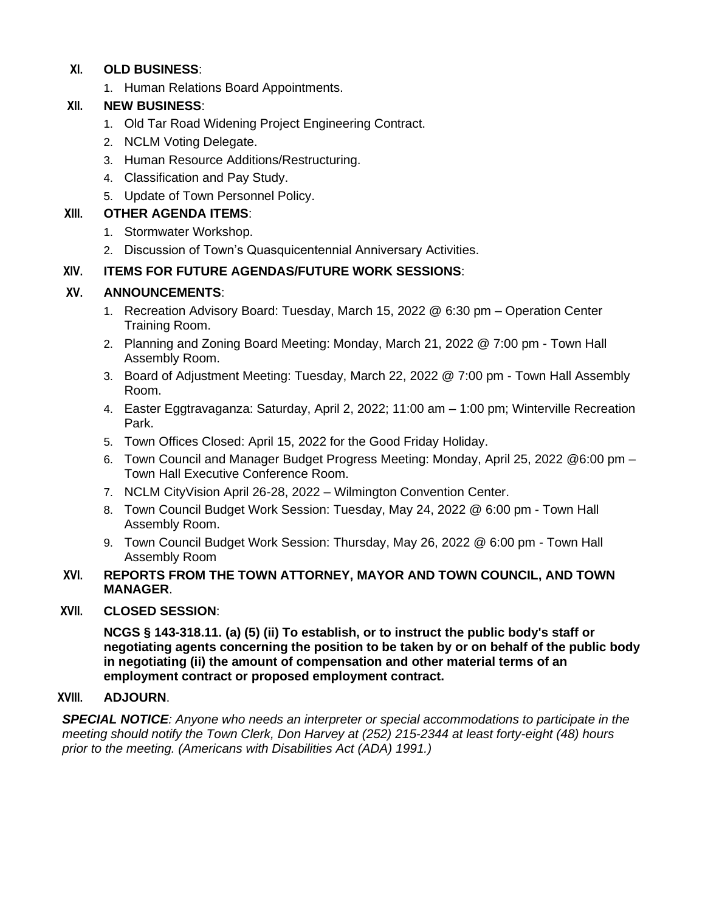## XI. **OLD BUSINESS**:

1. Human Relations Board Appointments.

## XII. **NEW BUSINESS**:

1. Old Tar Road Widening Project Engineering Contract.
2. NCLM Voting Delegate.
3. Human Resource Additions/Restructuring.
4. Classification and Pay Study.
5. Update of Town Personnel Policy.

## XIII. **OTHER AGENDA ITEMS**:

1. Stormwater Workshop.
2. Discussion of Town's Quasquicentennial Anniversary Activities.

## XIV. **ITEMS FOR FUTURE AGENDAS/FUTURE WORK SESSIONS**:

## XV. **ANNOUNCEMENTS**:

1. Recreation Advisory Board: Tuesday, March 15, 2022 @ 6:30 pm – Operation Center Training Room.
2. Planning and Zoning Board Meeting: Monday, March 21, 2022 @ 7:00 pm - Town Hall Assembly Room.
3. Board of Adjustment Meeting: Tuesday, March 22, 2022 @ 7:00 pm - Town Hall Assembly Room.
4. Easter Eggtravaganza: Saturday, April 2, 2022; 11:00 am – 1:00 pm; Winterville Recreation Park.
5. Town Offices Closed: April 15, 2022 for the Good Friday Holiday.
6. Town Council and Manager Budget Progress Meeting: Monday, April 25, 2022 @6:00 pm – Town Hall Executive Conference Room.
7. NCLM CityVision April 26-28, 2022 – Wilmington Convention Center.
8. Town Council Budget Work Session: Tuesday, May 24, 2022 @ 6:00 pm - Town Hall Assembly Room.
9. Town Council Budget Work Session: Thursday, May 26, 2022 @ 6:00 pm - Town Hall Assembly Room

## XVI. **REPORTS FROM THE TOWN ATTORNEY, MAYOR AND TOWN COUNCIL, AND TOWN MANAGER**.

## XVII. **CLOSED SESSION**:

**NCGS § 143-318.11. (a) (5) (ii) To establish, or to instruct the public body's staff or negotiating agents concerning the position to be taken by or on behalf of the public body in negotiating (ii) the amount of compensation and other material terms of an employment contract or proposed employment contract.**

## XVIII. **ADJOURN**.

***SPECIAL NOTICE****: Anyone who needs an interpreter or special accommodations to participate in the meeting should notify the Town Clerk, Don Harvey at (252) 215-2344 at least forty-eight (48) hours prior to the meeting. (Americans with Disabilities Act (ADA) 1991.)*